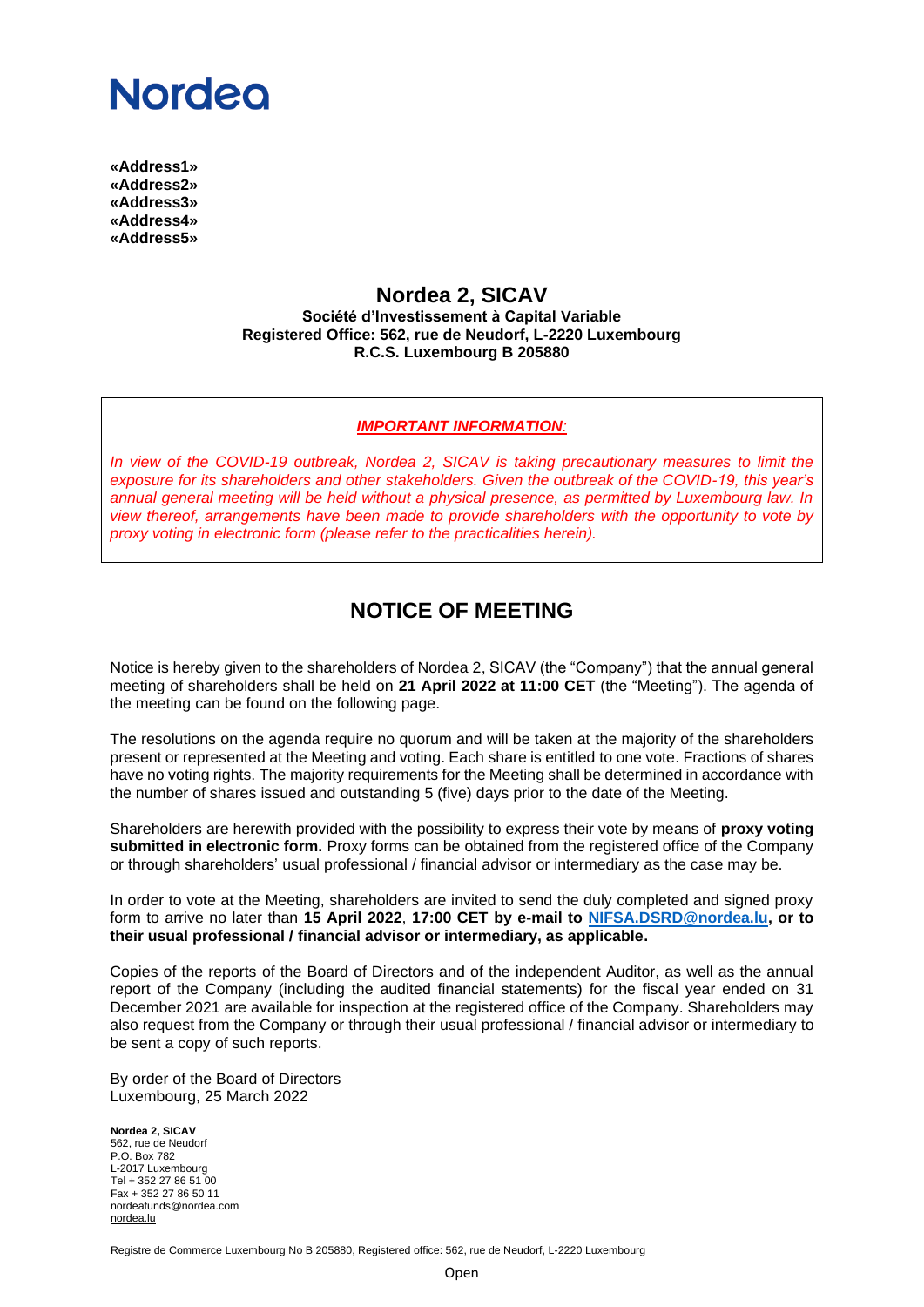Nordea

**«Address1»**
**«Address2»**
**«Address3»**
**«Address4»**
**«Address5»**

# Nordea 2, SICAV

**Société d'Investissement à Capital Variable**
**Registered Office: 562, rue de Neudorf, L-2220 Luxembourg**
**R.C.S. Luxembourg B 205880**

***IMPORTANT INFORMATION:***

*In view of the COVID-19 outbreak, Nordea 2, SICAV is taking precautionary measures to limit the exposure for its shareholders and other stakeholders. Given the outbreak of the COVID-19, this year's annual general meeting will be held without a physical presence, as permitted by Luxembourg law. In view thereof, arrangements have been made to provide shareholders with the opportunity to vote by proxy voting in electronic form (please refer to the practicalities herein).*

## NOTICE OF MEETING

Notice is hereby given to the shareholders of Nordea 2, SICAV (the "Company") that the annual general meeting of shareholders shall be held on **21 April 2022 at 11:00 CET** (the "Meeting"). The agenda of the meeting can be found on the following page.

The resolutions on the agenda require no quorum and will be taken at the majority of the shareholders present or represented at the Meeting and voting. Each share is entitled to one vote. Fractions of shares have no voting rights. The majority requirements for the Meeting shall be determined in accordance with the number of shares issued and outstanding 5 (five) days prior to the date of the Meeting.

Shareholders are herewith provided with the possibility to express their vote by means of **proxy voting submitted in electronic form.** Proxy forms can be obtained from the registered office of the Company or through shareholders' usual professional / financial advisor or intermediary as the case may be.

In order to vote at the Meeting, shareholders are invited to send the duly completed and signed proxy form to arrive no later than **15 April 2022**, **17:00 CET by e-mail to NIFSA.DSRD@nordea.lu, or to their usual professional / financial advisor or intermediary, as applicable.**

Copies of the reports of the Board of Directors and of the independent Auditor, as well as the annual report of the Company (including the audited financial statements) for the fiscal year ended on 31 December 2021 are available for inspection at the registered office of the Company. Shareholders may also request from the Company or through their usual professional / financial advisor or intermediary to be sent a copy of such reports.

By order of the Board of Directors
Luxembourg, 25 March 2022

**Nordea 2, SICAV**
562, rue de Neudorf
P.O. Box 782
L-2017 Luxembourg
Tel + 352 27 86 51 00
Fax + 352 27 86 50 11
nordeafunds@nordea.com
nordea.lu

Registre de Commerce Luxembourg No B 205880, Registered office: 562, rue de Neudorf, L-2220 Luxembourg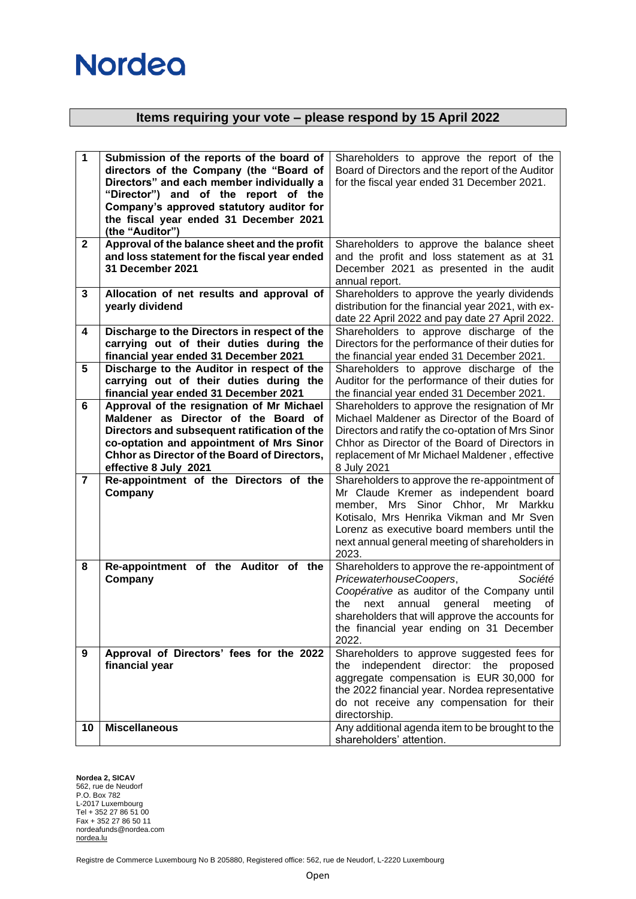Nordea

## Items requiring your vote – please respond by 15 April 2022

| | | |
|---|---|---|
| 1 | **Submission of the reports of the board of directors of the Company (the "Board of Directors" and each member individually a "Director") and of the report of the Company's approved statutory auditor for the fiscal year ended 31 December 2021 (the "Auditor")** | Shareholders to approve the report of the Board of Directors and the report of the Auditor for the fiscal year ended 31 December 2021. |
| 2 | **Approval of the balance sheet and the profit and loss statement for the fiscal year ended 31 December 2021** | Shareholders to approve the balance sheet and the profit and loss statement as at 31 December 2021 as presented in the audit annual report. |
| 3 | **Allocation of net results and approval of yearly dividend** | Shareholders to approve the yearly dividends distribution for the financial year 2021, with ex-date 22 April 2022 and pay date 27 April 2022. |
| 4 | **Discharge to the Directors in respect of the carrying out of their duties during the financial year ended 31 December 2021** | Shareholders to approve discharge of the Directors for the performance of their duties for the financial year ended 31 December 2021. |
| 5 | **Discharge to the Auditor in respect of the carrying out of their duties during the financial year ended 31 December 2021** | Shareholders to approve discharge of the Auditor for the performance of their duties for the financial year ended 31 December 2021. |
| 6 | **Approval of the resignation of Mr Michael Maldener as Director of the Board of Directors and subsequent ratification of the co-optation and appointment of Mrs Sinor Chhor as Director of the Board of Directors, effective 8 July 2021** | Shareholders to approve the resignation of Mr Michael Maldener as Director of the Board of Directors and ratify the co-optation of Mrs Sinor Chhor as Director of the Board of Directors in replacement of Mr Michael Maldener , effective 8 July 2021 |
| 7 | **Re-appointment of the Directors of the Company** | Shareholders to approve the re-appointment of Mr Claude Kremer as independent board member, Mrs Sinor Chhor, Mr Markku Kotisalo, Mrs Henrika Vikman and Mr Sven Lorenz as executive board members until the next annual general meeting of shareholders in 2023. |
| 8 | **Re-appointment of the Auditor of the Company** | Shareholders to approve the re-appointment of *PricewaterhouseCoopers, Société Coopérative* as auditor of the Company until the next annual general meeting of shareholders that will approve the accounts for the financial year ending on 31 December 2022. |
| 9 | **Approval of Directors' fees for the 2022 financial year** | Shareholders to approve suggested fees for the independent director: the proposed aggregate compensation is EUR 30,000 for the 2022 financial year. Nordea representative do not receive any compensation for their directorship. |
| 10 | **Miscellaneous** | Any additional agenda item to be brought to the shareholders' attention. |

**Nordea 2, SICAV**
562, rue de Neudorf
P.O. Box 782
L-2017 Luxembourg
Tel + 352 27 86 51 00
Fax + 352 27 86 50 11
nordeafunds@nordea.com
nordea.lu

Registre de Commerce Luxembourg No B 205880, Registered office: 562, rue de Neudorf, L-2220 Luxembourg

Open